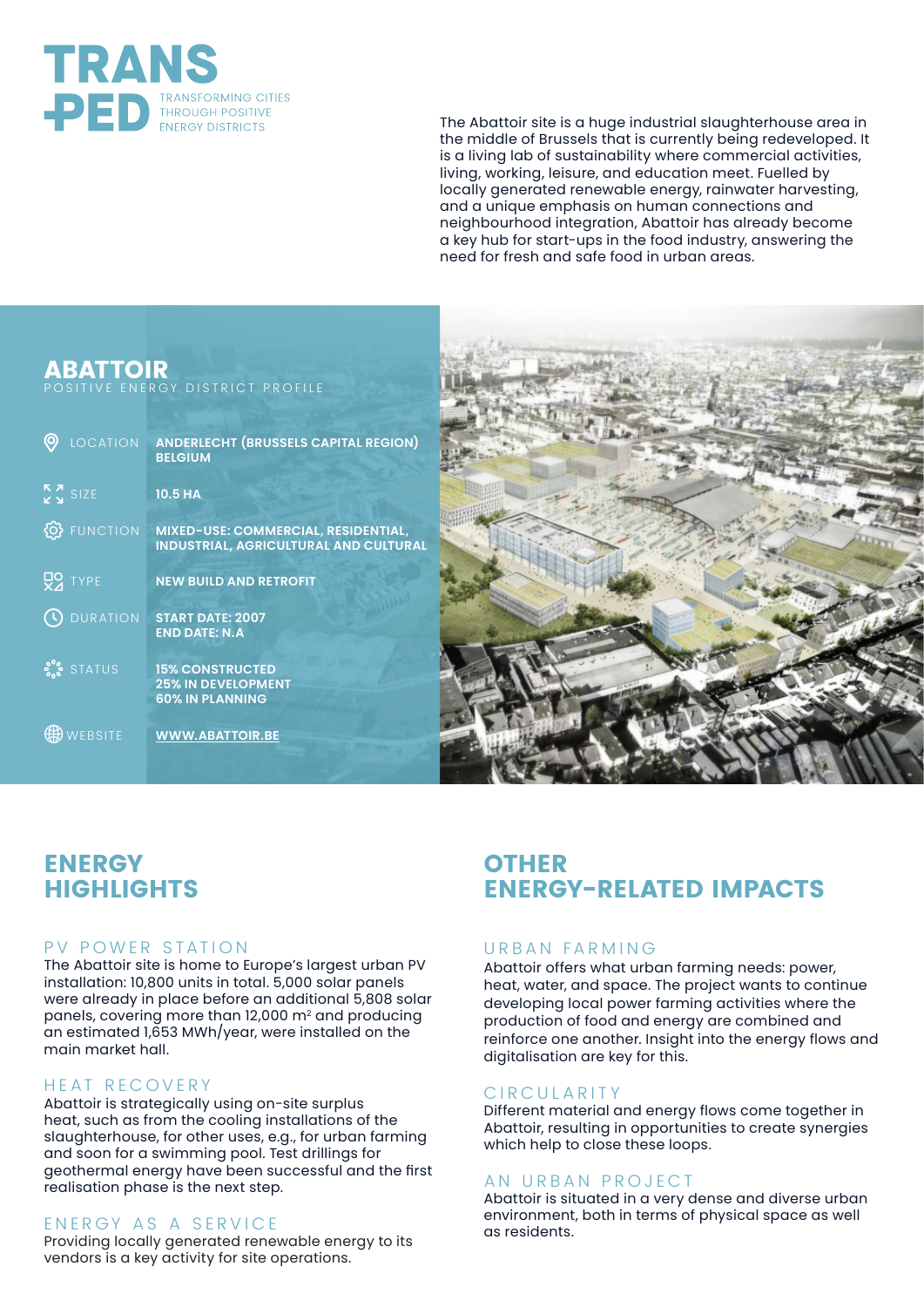# TRANSPED

TRANSFORMING CITIES THROUGH POSITIVE ENERGY DISTRICTS

The Abattoir site is a huge industrial slaughterhouse area in the middle of Brussels that is currently being redeveloped. It is a living lab of sustainability where commercial activities, living, working, leisure, and education meet. Fuelled by locally generated renewable energy, rainwater harvesting, and a unique emphasis on human connections and neighbourhood integration, Abattoir has already become a key hub for start-ups in the food industry, answering the need for fresh and safe food in urban areas.

## ABATTOIR

POSITIVE ENERGY DISTRICT PROFILE

| | |
|---|---|
| LOCATION | **ANDERLECHT (BRUSSELS CAPITAL REGION) BELGIUM** |
| SIZE | **10.5 HA** |
| FUNCTION | **MIXED-USE: COMMERCIAL, RESIDENTIAL, INDUSTRIAL, AGRICULTURAL AND CULTURAL** |
| TYPE | **NEW BUILD AND RETROFIT** |
| DURATION | **START DATE: 2007**<br>**END DATE: N.A** |
| STATUS | **15% CONSTRUCTED**<br>**25% IN DEVELOPMENT**<br>**60% IN PLANNING** |
| WEBSITE | **WWW.ABATTOIR.BE** |

## ENERGY HIGHLIGHTS

### PV POWER STATION

The Abattoir site is home to Europe's largest urban PV installation: 10,800 units in total. 5,000 solar panels were already in place before an additional 5,808 solar panels, covering more than 12,000 m$^2$ and producing an estimated 1,653 MWh/year, were installed on the main market hall.

### HEAT RECOVERY

Abattoir is strategically using on-site surplus heat, such as from the cooling installations of the slaughterhouse, for other uses, e.g., for urban farming and soon for a swimming pool. Test drillings for geothermal energy have been successful and the first realisation phase is the next step.

### ENERGY AS A SERVICE

Providing locally generated renewable energy to its vendors is a key activity for site operations.

## OTHER ENERGY-RELATED IMPACTS

### URBAN FARMING

Abattoir offers what urban farming needs: power, heat, water, and space. The project wants to continue developing local power farming activities where the production of food and energy are combined and reinforce one another. Insight into the energy flows and digitalisation are key for this.

### CIRCULARITY

Different material and energy flows come together in Abattoir, resulting in opportunities to create synergies which help to close these loops.

### AN URBAN PROJECT

Abattoir is situated in a very dense and diverse urban environment, both in terms of physical space as well as residents.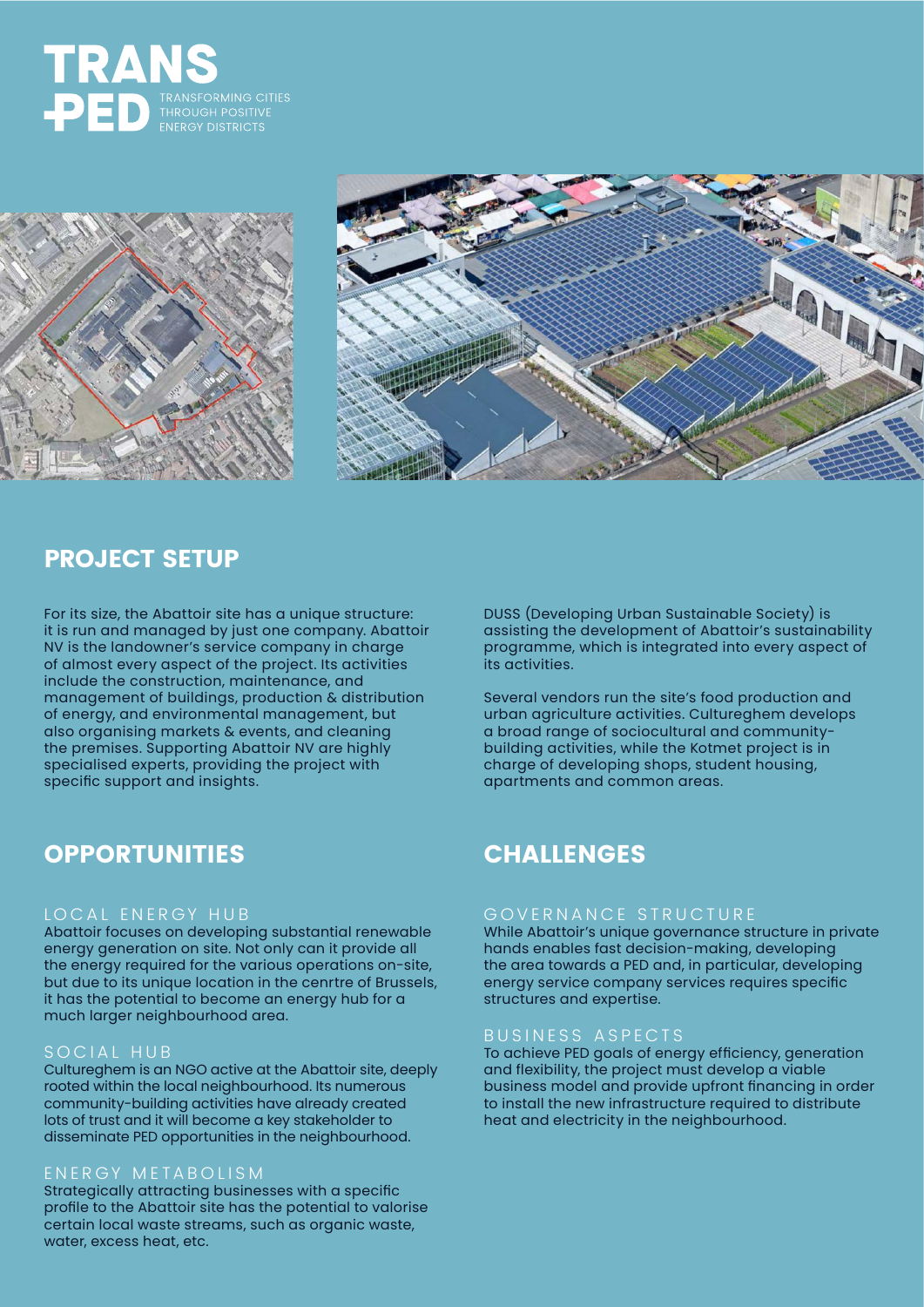# TRANS PED

TRANSFORMING CITIES THROUGH POSITIVE ENERGY DISTRICTS

## PROJECT SETUP

For its size, the Abattoir site has a unique structure: it is run and managed by just one company. Abattoir NV is the landowner's service company in charge of almost every aspect of the project. Its activities include the construction, maintenance, and management of buildings, production & distribution of energy, and environmental management, but also organising markets & events, and cleaning the premises. Supporting Abattoir NV are highly specialised experts, providing the project with specific support and insights.

DUSS (Developing Urban Sustainable Society) is assisting the development of Abattoir's sustainability programme, which is integrated into every aspect of its activities.

Several vendors run the site's food production and urban agriculture activities. Cultureghem develops a broad range of sociocultural and community-building activities, while the Kotmet project is in charge of developing shops, student housing, apartments and common areas.

## OPPORTUNITIES

### LOCAL ENERGY HUB

Abattoir focuses on developing substantial renewable energy generation on site. Not only can it provide all the energy required for the various operations on-site, but due to its unique location in the cenrtre of Brussels, it has the potential to become an energy hub for a much larger neighbourhood area.

### SOCIAL HUB

Cultureghem is an NGO active at the Abattoir site, deeply rooted within the local neighbourhood. Its numerous community-building activities have already created lots of trust and it will become a key stakeholder to disseminate PED opportunities in the neighbourhood.

### ENERGY METABOLISM

Strategically attracting businesses with a specific profile to the Abattoir site has the potential to valorise certain local waste streams, such as organic waste, water, excess heat, etc.

## CHALLENGES

### GOVERNANCE STRUCTURE

While Abattoir's unique governance structure in private hands enables fast decision-making, developing the area towards a PED and, in particular, developing energy service company services requires specific structures and expertise.

### BUSINESS ASPECTS

To achieve PED goals of energy efficiency, generation and flexibility, the project must develop a viable business model and provide upfront financing in order to install the new infrastructure required to distribute heat and electricity in the neighbourhood.